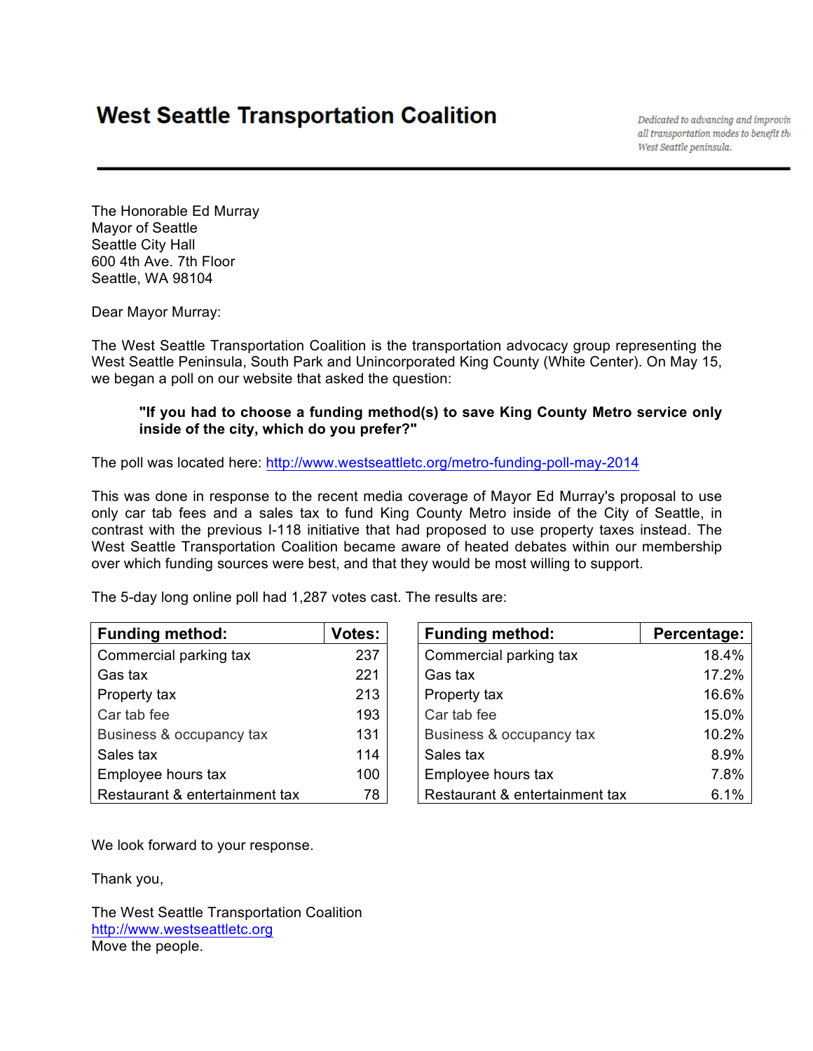# West Seattle Transportation Coalition

*Dedicated to advancing and improvin all transportation modes to benefit th West Seattle peninsula.*

The Honorable Ed Murray
Mayor of Seattle
Seattle City Hall
600 4th Ave. 7th Floor
Seattle, WA 98104

Dear Mayor Murray:

The West Seattle Transportation Coalition is the transportation advocacy group representing the West Seattle Peninsula, South Park and Unincorporated King County (White Center). On May 15, we began a poll on our website that asked the question:

> **"If you had to choose a funding method(s) to save King County Metro service only inside of the city, which do you prefer?"**

The poll was located here: http://www.westseattletc.org/metro-funding-poll-may-2014

This was done in response to the recent media coverage of Mayor Ed Murray's proposal to use only car tab fees and a sales tax to fund King County Metro inside of the City of Seattle, in contrast with the previous I-118 initiative that had proposed to use property taxes instead. The West Seattle Transportation Coalition became aware of heated debates within our membership over which funding sources were best, and that they would be most willing to support.

The 5-day long online poll had 1,287 votes cast. The results are:

| Funding method: | Votes: |
|---|---|
| Commercial parking tax | 237 |
| Gas tax | 221 |
| Property tax | 213 |
| Car tab fee | 193 |
| Business & occupancy tax | 131 |
| Sales tax | 114 |
| Employee hours tax | 100 |
| Restaurant & entertainment tax | 78 |

| Funding method: | Percentage: |
|---|---|
| Commercial parking tax | 18.4% |
| Gas tax | 17.2% |
| Property tax | 16.6% |
| Car tab fee | 15.0% |
| Business & occupancy tax | 10.2% |
| Sales tax | 8.9% |
| Employee hours tax | 7.8% |
| Restaurant & entertainment tax | 6.1% |

We look forward to your response.

Thank you,

The West Seattle Transportation Coalition
http://www.westseattletc.org
Move the people.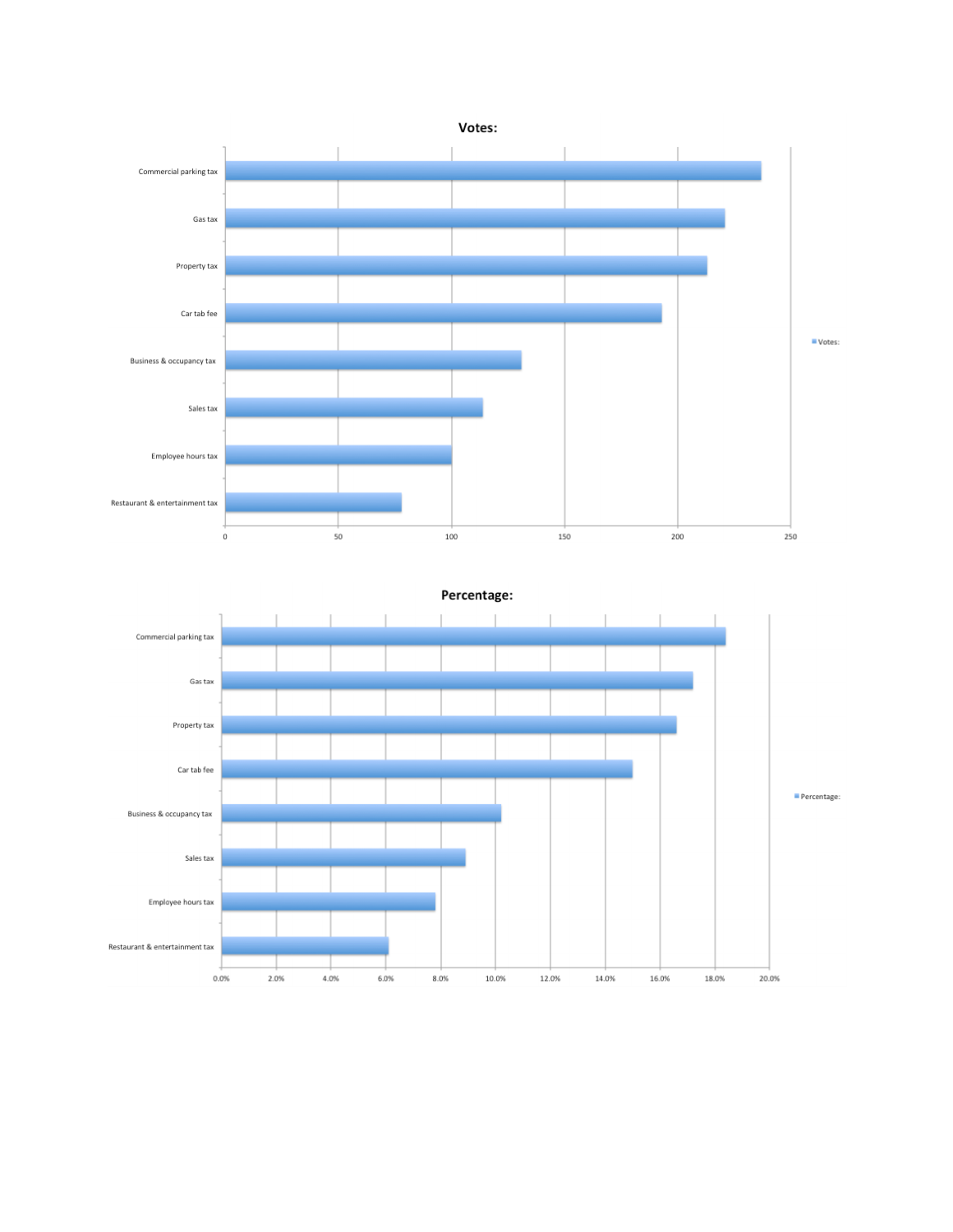Votes:

Commercial parking tax

Gas tax

Property tax

Car tab fee

Business & occupancy tax

Sales tax

Employee hours tax

Restaurant & entertainment tax

0 50 100 150 200 250

Votes:

Percentage:

Commercial parking tax

Gas tax

Property tax

Car tab fee

Business & occupancy tax

Sales tax

Employee hours tax

Restaurant & entertainment tax

0.0% 2.0% 4.0% 6.0% 8.0% 10.0% 12.0% 14.0% 16.0% 18.0% 20.0%

Percentage: